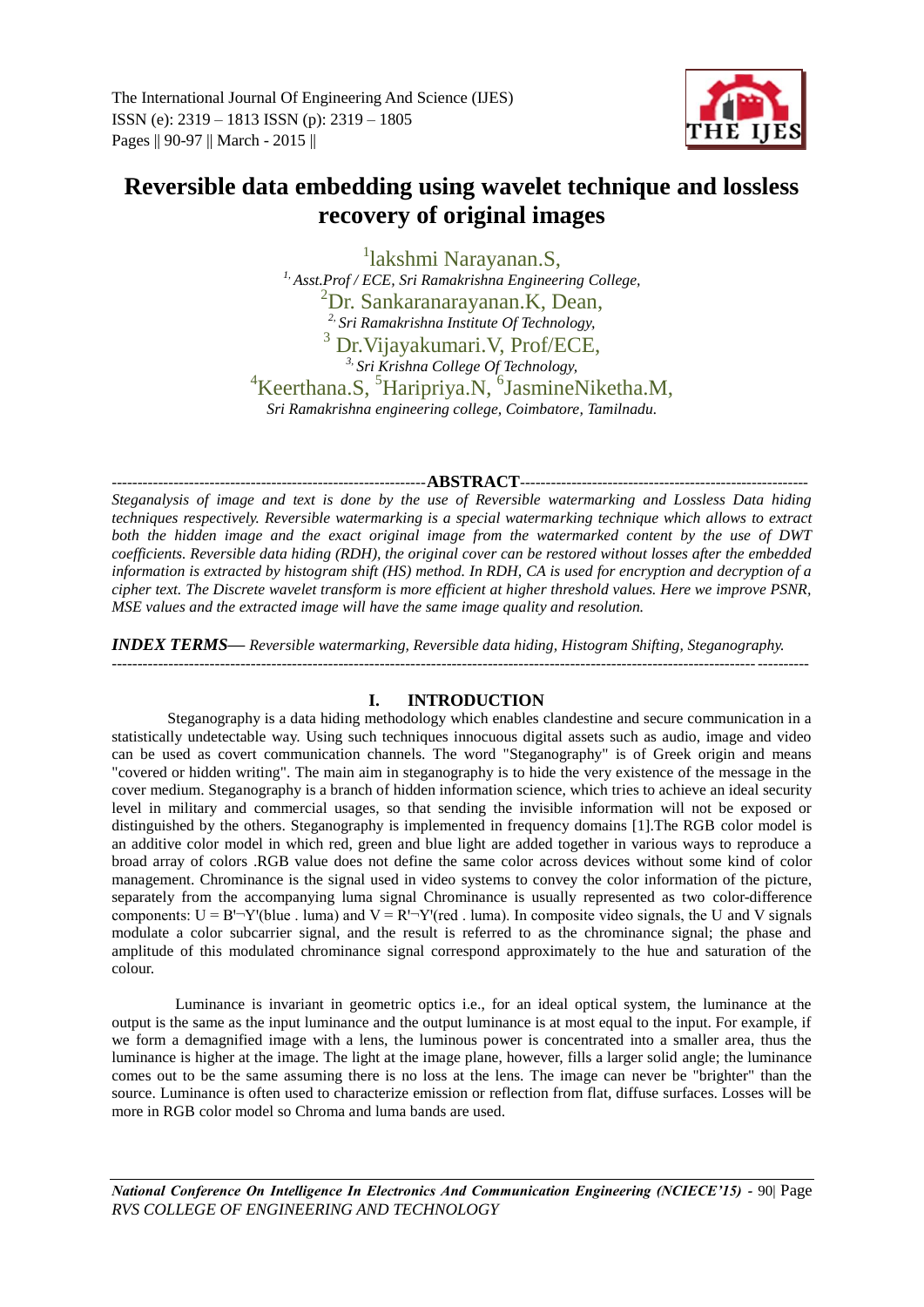# Reversible data embedding using wavelet technique and lossless recovery of original images

[1]lakshmi Narayanan.S,
[1,] *Asst.Prof / ECE, Sri Ramakrishna Engineering College,*
[2]Dr. Sankaranarayanan.K, Dean,
[2,] *Sri Ramakrishna Institute Of Technology,*
[3] Dr.Vijayakumari.V, Prof/ECE,
[3,] *Sri Krishna College Of Technology,*
[4]Keerthana.S, [5]Haripriya.N, [6]JasmineNiketha.M,
*Sri Ramakrishna engineering college, Coimbatore, Tamilnadu.*

**ABSTRACT**

*Steganalysis of image and text is done by the use of Reversible watermarking and Lossless Data hiding techniques respectively. Reversible watermarking is a special watermarking technique which allows to extract both the hidden image and the exact original image from the watermarked content by the use of DWT coefficients. Reversible data hiding (RDH), the original cover can be restored without losses after the embedded information is extracted by histogram shift (HS) method. In RDH, CA is used for encryption and decryption of a cipher text. The Discrete wavelet transform is more efficient at higher threshold values. Here we improve PSNR, MSE values and the extracted image will have the same image quality and resolution.*

***INDEX TERMS***— *Reversible watermarking, Reversible data hiding, Histogram Shifting, Steganography.*

## I. INTRODUCTION

Steganography is a data hiding methodology which enables clandestine and secure communication in a statistically undetectable way. Using such techniques innocuous digital assets such as audio, image and video can be used as covert communication channels. The word "Steganography" is of Greek origin and means "covered or hidden writing". The main aim in steganography is to hide the very existence of the message in the cover medium. Steganography is a branch of hidden information science, which tries to achieve an ideal security level in military and commercial usages, so that sending the invisible information will not be exposed or distinguished by the others. Steganography is implemented in frequency domains [1].The RGB color model is an additive color model in which red, green and blue light are added together in various ways to reproduce a broad array of colors .RGB value does not define the same color across devices without some kind of color management. Chrominance is the signal used in video systems to convey the color information of the picture, separately from the accompanying luma signal Chrominance is usually represented as two color-difference components: U = B'¬Y'(blue . luma) and V = R'¬Y'(red . luma). In composite video signals, the U and V signals modulate a color subcarrier signal, and the result is referred to as the chrominance signal; the phase and amplitude of this modulated chrominance signal correspond approximately to the hue and saturation of the colour.

Luminance is invariant in geometric optics i.e., for an ideal optical system, the luminance at the output is the same as the input luminance and the output luminance is at most equal to the input. For example, if we form a demagnified image with a lens, the luminous power is concentrated into a smaller area, thus the luminance is higher at the image. The light at the image plane, however, fills a larger solid angle; the luminance comes out to be the same assuming there is no loss at the lens. The image can never be "brighter" than the source. Luminance is often used to characterize emission or reflection from flat, diffuse surfaces. Losses will be more in RGB color model so Chroma and luma bands are used.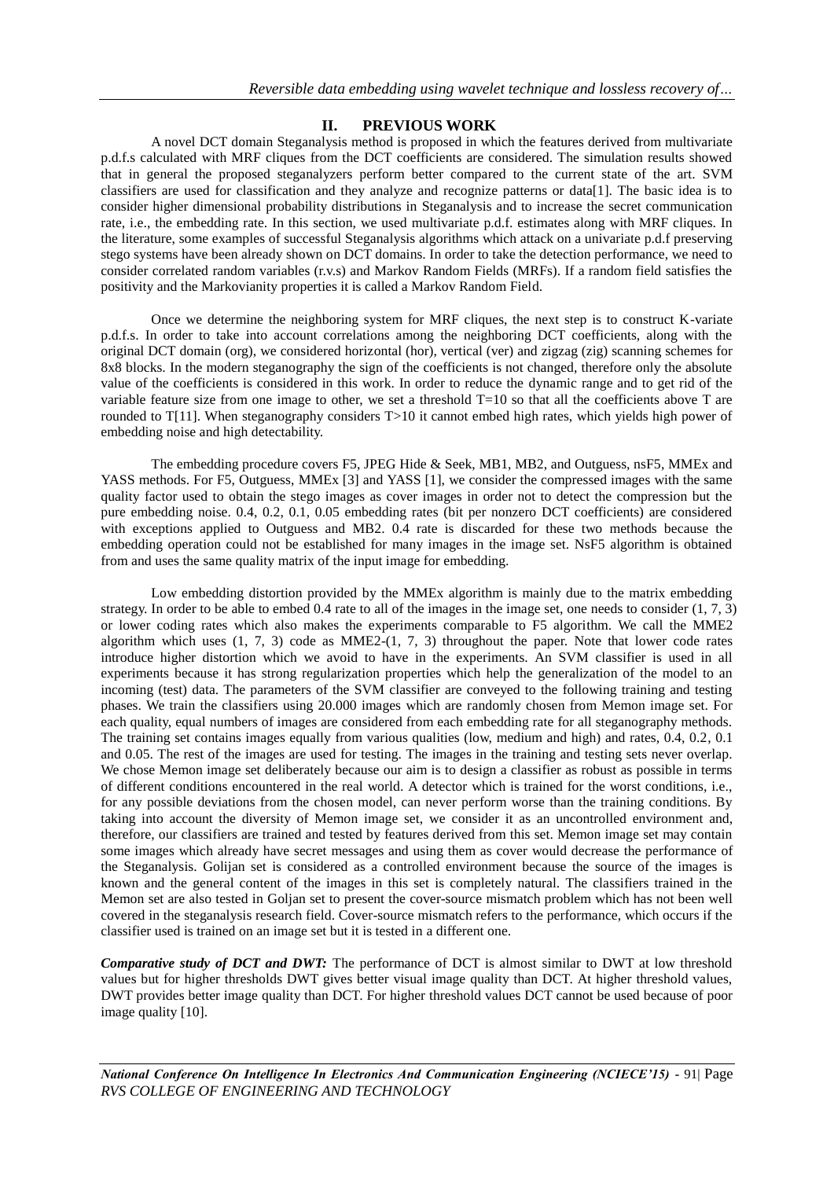## II. PREVIOUS WORK

A novel DCT domain Steganalysis method is proposed in which the features derived from multivariate p.d.f.s calculated with MRF cliques from the DCT coefficients are considered. The simulation results showed that in general the proposed steganalyzers perform better compared to the current state of the art. SVM classifiers are used for classification and they analyze and recognize patterns or data[1]. The basic idea is to consider higher dimensional probability distributions in Steganalysis and to increase the secret communication rate, i.e., the embedding rate. In this section, we used multivariate p.d.f. estimates along with MRF cliques. In the literature, some examples of successful Steganalysis algorithms which attack on a univariate p.d.f preserving stego systems have been already shown on DCT domains. In order to take the detection performance, we need to consider correlated random variables (r.v.s) and Markov Random Fields (MRFs). If a random field satisfies the positivity and the Markovianity properties it is called a Markov Random Field.

Once we determine the neighboring system for MRF cliques, the next step is to construct K-variate p.d.f.s. In order to take into account correlations among the neighboring DCT coefficients, along with the original DCT domain (org), we considered horizontal (hor), vertical (ver) and zigzag (zig) scanning schemes for 8x8 blocks. In the modern steganography the sign of the coefficients is not changed, therefore only the absolute value of the coefficients is considered in this work. In order to reduce the dynamic range and to get rid of the variable feature size from one image to other, we set a threshold T=10 so that all the coefficients above T are rounded to T[11]. When steganography considers T>10 it cannot embed high rates, which yields high power of embedding noise and high detectability.

The embedding procedure covers F5, JPEG Hide & Seek, MB1, MB2, and Outguess, nsF5, MMEx and YASS methods. For F5, Outguess, MMEx [3] and YASS [1], we consider the compressed images with the same quality factor used to obtain the stego images as cover images in order not to detect the compression but the pure embedding noise. 0.4, 0.2, 0.1, 0.05 embedding rates (bit per nonzero DCT coefficients) are considered with exceptions applied to Outguess and MB2. 0.4 rate is discarded for these two methods because the embedding operation could not be established for many images in the image set. NsF5 algorithm is obtained from and uses the same quality matrix of the input image for embedding.

Low embedding distortion provided by the MMEx algorithm is mainly due to the matrix embedding strategy. In order to be able to embed 0.4 rate to all of the images in the image set, one needs to consider (1, 7, 3) or lower coding rates which also makes the experiments comparable to F5 algorithm. We call the MME2 algorithm which uses (1, 7, 3) code as MME2-(1, 7, 3) throughout the paper. Note that lower code rates introduce higher distortion which we avoid to have in the experiments. An SVM classifier is used in all experiments because it has strong regularization properties which help the generalization of the model to an incoming (test) data. The parameters of the SVM classifier are conveyed to the following training and testing phases. We train the classifiers using 20.000 images which are randomly chosen from Memon image set. For each quality, equal numbers of images are considered from each embedding rate for all steganography methods. The training set contains images equally from various qualities (low, medium and high) and rates, 0.4, 0.2, 0.1 and 0.05. The rest of the images are used for testing. The images in the training and testing sets never overlap. We chose Memon image set deliberately because our aim is to design a classifier as robust as possible in terms of different conditions encountered in the real world. A detector which is trained for the worst conditions, i.e., for any possible deviations from the chosen model, can never perform worse than the training conditions. By taking into account the diversity of Memon image set, we consider it as an uncontrolled environment and, therefore, our classifiers are trained and tested by features derived from this set. Memon image set may contain some images which already have secret messages and using them as cover would decrease the performance of the Steganalysis. Golijan set is considered as a controlled environment because the source of the images is known and the general content of the images in this set is completely natural. The classifiers trained in the Memon set are also tested in Goljan set to present the cover-source mismatch problem which has not been well covered in the steganalysis research field. Cover-source mismatch refers to the performance, which occurs if the classifier used is trained on an image set but it is tested in a different one.

***Comparative study of DCT and DWT:*** The performance of DCT is almost similar to DWT at low threshold values but for higher thresholds DWT gives better visual image quality than DCT. At higher threshold values, DWT provides better image quality than DCT. For higher threshold values DCT cannot be used because of poor image quality [10].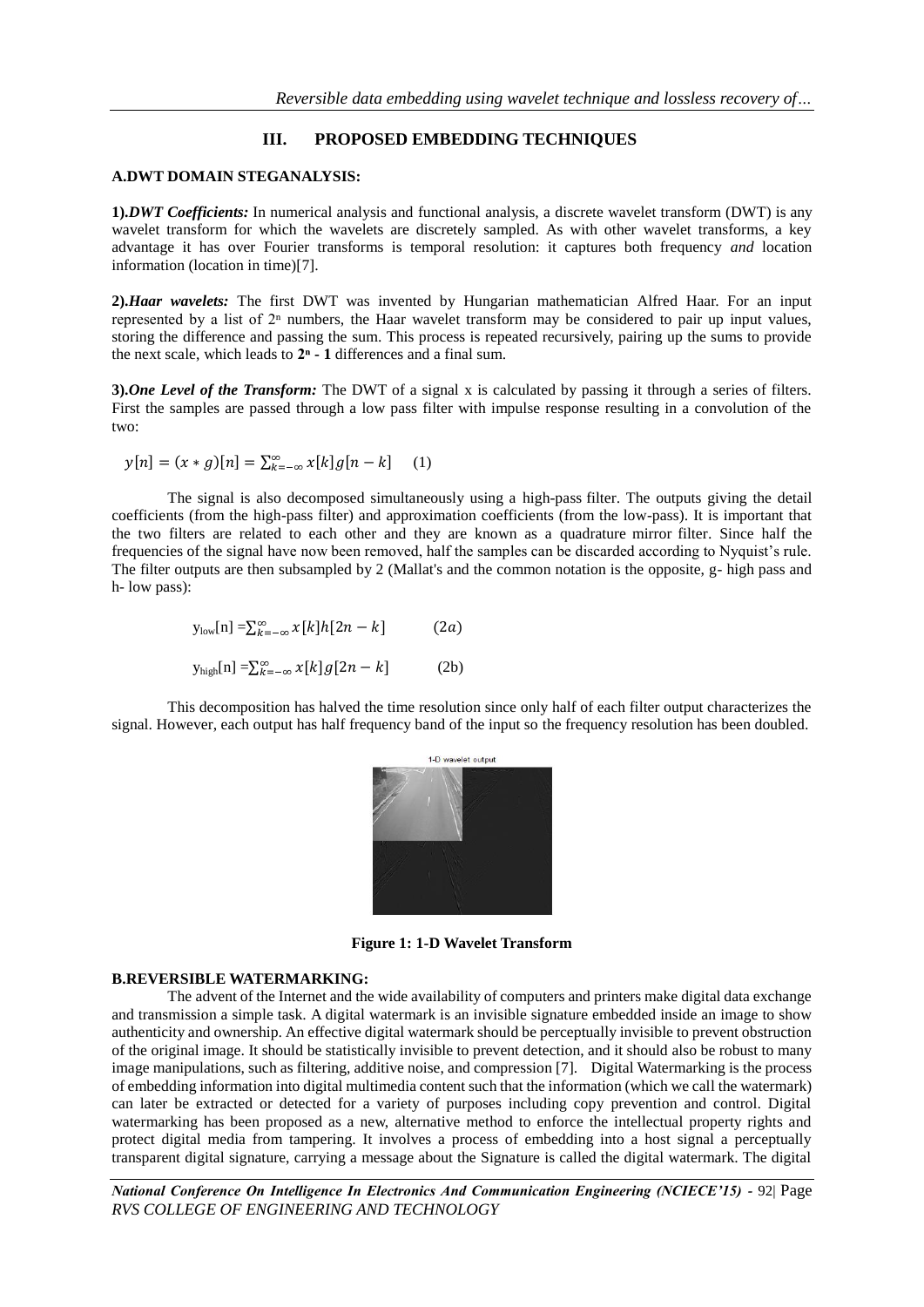## III. PROPOSED EMBEDDING TECHNIQUES

### A.DWT DOMAIN STEGANALYSIS:

**1).*DWT Coefficients:*** In numerical analysis and functional analysis, a discrete wavelet transform (DWT) is any wavelet transform for which the wavelets are discretely sampled. As with other wavelet transforms, a key advantage it has over Fourier transforms is temporal resolution: it captures both frequency *and* location information (location in time)[7].

**2).*Haar wavelets:*** The first DWT was invented by Hungarian mathematician Alfred Haar. For an input represented by a list of $2^n$ numbers, the Haar wavelet transform may be considered to pair up input values, storing the difference and passing the sum. This process is repeated recursively, pairing up the sums to provide the next scale, which leads to $\mathbf{2^n - 1}$ differences and a final sum.

**3).*One Level of the Transform:*** The DWT of a signal x is calculated by passing it through a series of filters. First the samples are passed through a low pass filter with impulse response resulting in a convolution of the two:

$$y[n] = (x * g)[n] = \sum_{k=-\infty}^{\infty} x[k]g[n-k] \quad (1)$$

The signal is also decomposed simultaneously using a high-pass filter. The outputs giving the detail coefficients (from the high-pass filter) and approximation coefficients (from the low-pass). It is important that the two filters are related to each other and they are known as a quadrature mirror filter. Since half the frequencies of the signal have now been removed, half the samples can be discarded according to Nyquist's rule. The filter outputs are then subsampled by 2 (Mallat's and the common notation is the opposite, g- high pass and h- low pass):

$$y_{low}[n] = \sum_{k=-\infty}^{\infty} x[k]h[2n-k] \quad (2a)$$

$$y_{high}[n] = \sum_{k=-\infty}^{\infty} x[k]g[2n-k] \quad (2b)$$

This decomposition has halved the time resolution since only half of each filter output characterizes the signal. However, each output has half frequency band of the input so the frequency resolution has been doubled.

**Figure 1: 1-D Wavelet Transform**

### B.REVERSIBLE WATERMARKING:

The advent of the Internet and the wide availability of computers and printers make digital data exchange and transmission a simple task. A digital watermark is an invisible signature embedded inside an image to show authenticity and ownership. An effective digital watermark should be perceptually invisible to prevent obstruction of the original image. It should be statistically invisible to prevent detection, and it should also be robust to many image manipulations, such as filtering, additive noise, and compression [7]. Digital Watermarking is the process of embedding information into digital multimedia content such that the information (which we call the watermark) can later be extracted or detected for a variety of purposes including copy prevention and control. Digital watermarking has been proposed as a new, alternative method to enforce the intellectual property rights and protect digital media from tampering. It involves a process of embedding into a host signal a perceptually transparent digital signature, carrying a message about the Signature is called the digital watermark. The digital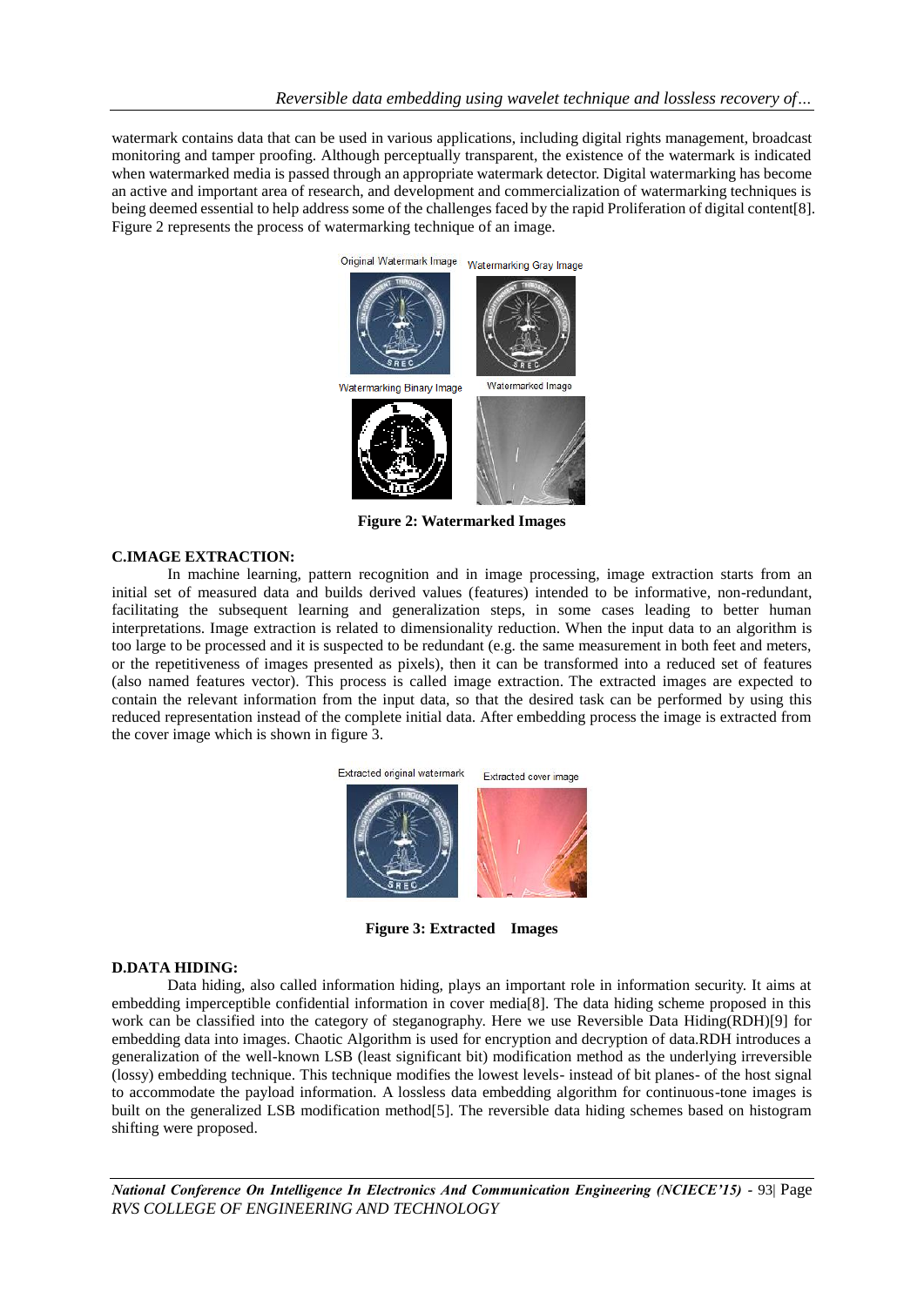watermark contains data that can be used in various applications, including digital rights management, broadcast monitoring and tamper proofing. Although perceptually transparent, the existence of the watermark is indicated when watermarked media is passed through an appropriate watermark detector. Digital watermarking has become an active and important area of research, and development and commercialization of watermarking techniques is being deemed essential to help address some of the challenges faced by the rapid Proliferation of digital content[8]. Figure 2 represents the process of watermarking technique of an image.

**Figure 2: Watermarked Images**

### C.IMAGE EXTRACTION:

In machine learning, pattern recognition and in image processing, image extraction starts from an initial set of measured data and builds derived values (features) intended to be informative, non-redundant, facilitating the subsequent learning and generalization steps, in some cases leading to better human interpretations. Image extraction is related to dimensionality reduction. When the input data to an algorithm is too large to be processed and it is suspected to be redundant (e.g. the same measurement in both feet and meters, or the repetitiveness of images presented as pixels), then it can be transformed into a reduced set of features (also named features vector). This process is called image extraction. The extracted images are expected to contain the relevant information from the input data, so that the desired task can be performed by using this reduced representation instead of the complete initial data. After embedding process the image is extracted from the cover image which is shown in figure 3.

**Figure 3: Extracted Images**

### D.DATA HIDING:

Data hiding, also called information hiding, plays an important role in information security. It aims at embedding imperceptible confidential information in cover media[8]. The data hiding scheme proposed in this work can be classified into the category of steganography. Here we use Reversible Data Hiding(RDH)[9] for embedding data into images. Chaotic Algorithm is used for encryption and decryption of data.RDH introduces a generalization of the well-known LSB (least significant bit) modification method as the underlying irreversible (lossy) embedding technique. This technique modifies the lowest levels- instead of bit planes- of the host signal to accommodate the payload information. A lossless data embedding algorithm for continuous-tone images is built on the generalized LSB modification method[5]. The reversible data hiding schemes based on histogram shifting were proposed.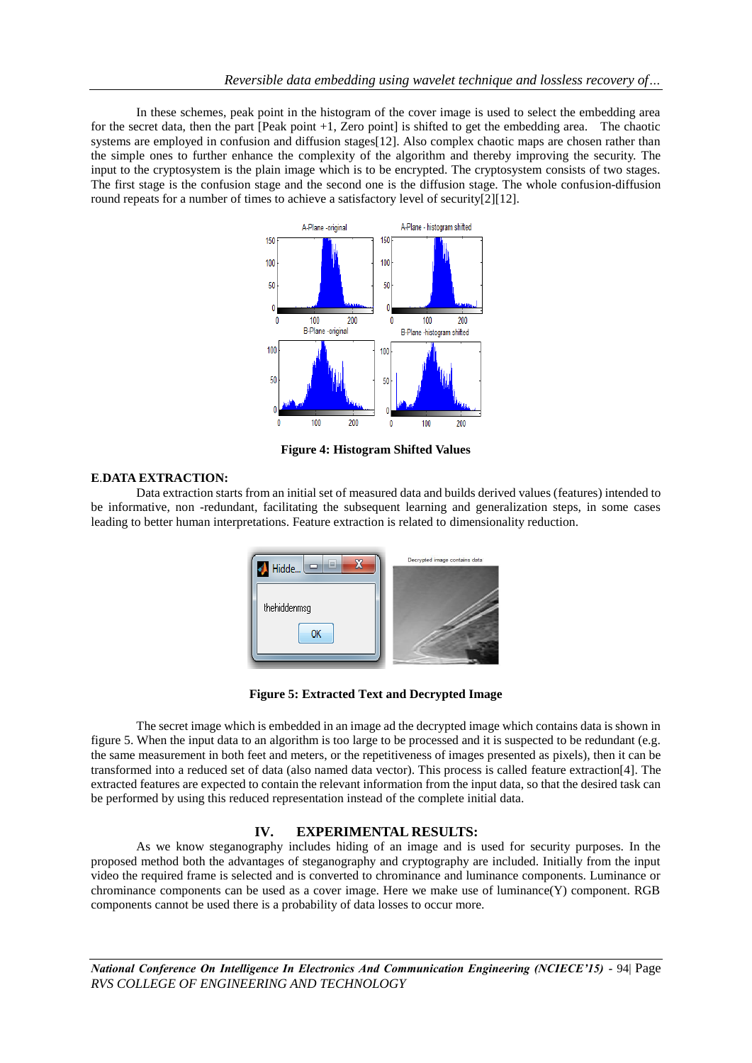In these schemes, peak point in the histogram of the cover image is used to select the embedding area for the secret data, then the part [Peak point +1, Zero point] is shifted to get the embedding area. The chaotic systems are employed in confusion and diffusion stages[12]. Also complex chaotic maps are chosen rather than the simple ones to further enhance the complexity of the algorithm and thereby improving the security. The input to the cryptosystem is the plain image which is to be encrypted. The cryptosystem consists of two stages. The first stage is the confusion stage and the second one is the diffusion stage. The whole confusion-diffusion round repeats for a number of times to achieve a satisfactory level of security[2][12].

**Figure 4: Histogram Shifted Values**

### E.DATA EXTRACTION:

Data extraction starts from an initial set of measured data and builds derived values (features) intended to be informative, non -redundant, facilitating the subsequent learning and generalization steps, in some cases leading to better human interpretations. Feature extraction is related to dimensionality reduction.

**Figure 5: Extracted Text and Decrypted Image**

The secret image which is embedded in an image ad the decrypted image which contains data is shown in figure 5. When the input data to an algorithm is too large to be processed and it is suspected to be redundant (e.g. the same measurement in both feet and meters, or the repetitiveness of images presented as pixels), then it can be transformed into a reduced set of data (also named data vector). This process is called feature extraction[4]. The extracted features are expected to contain the relevant information from the input data, so that the desired task can be performed by using this reduced representation instead of the complete initial data.

## IV. EXPERIMENTAL RESULTS:

As we know steganography includes hiding of an image and is used for security purposes. In the proposed method both the advantages of steganography and cryptography are included. Initially from the input video the required frame is selected and is converted to chrominance and luminance components. Luminance or chrominance components can be used as a cover image. Here we make use of luminance(Y) component. RGB components cannot be used there is a probability of data losses to occur more.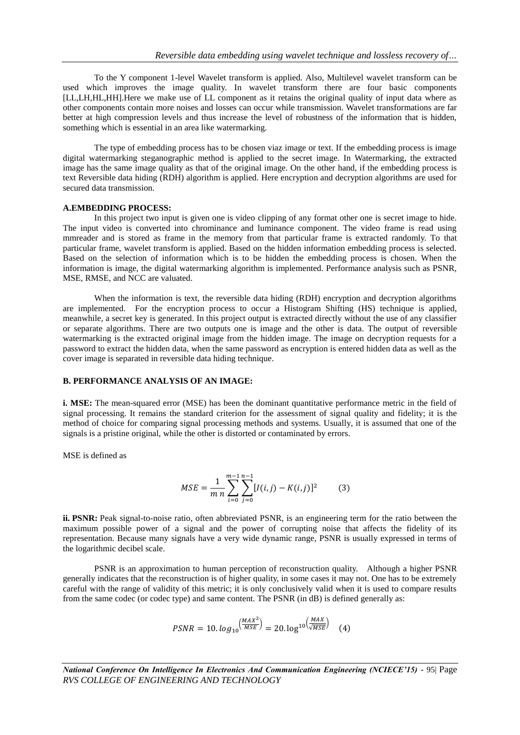To the Y component 1-level Wavelet transform is applied. Also, Multilevel wavelet transform can be used which improves the image quality. In wavelet transform there are four basic components [LL,LH,HL,HH].Here we make use of LL component as it retains the original quality of input data where as other components contain more noises and losses can occur while transmission. Wavelet transformations are far better at high compression levels and thus increase the level of robustness of the information that is hidden, something which is essential in an area like watermarking.

The type of embedding process has to be chosen viaz image or text. If the embedding process is image digital watermarking steganographic method is applied to the secret image. In Watermarking, the extracted image has the same image quality as that of the original image. On the other hand, if the embedding process is text Reversible data hiding (RDH) algorithm is applied. Here encryption and decryption algorithms are used for secured data transmission.

**A.EMBEDDING PROCESS:**

In this project two input is given one is video clipping of any format other one is secret image to hide. The input video is converted into chrominance and luminance component. The video frame is read using mmreader and is stored as frame in the memory from that particular frame is extracted randomly. To that particular frame, wavelet transform is applied. Based on the hidden information embedding process is selected. Based on the selection of information which is to be hidden the embedding process is chosen. When the information is image, the digital watermarking algorithm is implemented. Performance analysis such as PSNR, MSE, RMSE, and NCC are valuated.

When the information is text, the reversible data hiding (RDH) encryption and decryption algorithms are implemented. For the encryption process to occur a Histogram Shifting (HS) technique is applied, meanwhile, a secret key is generated. In this project output is extracted directly without the use of any classifier or separate algorithms. There are two outputs one is image and the other is data. The output of reversible watermarking is the extracted original image from the hidden image. The image on decryption requests for a password to extract the hidden data, when the same password as encryption is entered hidden data as well as the cover image is separated in reversible data hiding technique.

**B. PERFORMANCE ANALYSIS OF AN IMAGE:**

**i. MSE:** The mean-squared error (MSE) has been the dominant quantitative performance metric in the field of signal processing. It remains the standard criterion for the assessment of signal quality and fidelity; it is the method of choice for comparing signal processing methods and systems. Usually, it is assumed that one of the signals is a pristine original, while the other is distorted or contaminated by errors.

MSE is defined as

$$MSE = \frac{1}{m\,n}\sum_{i=0}^{m-1}\sum_{j=0}^{n-1}[I(i,j) - K(i,j)]^2 \qquad (3)$$

**ii. PSNR:** Peak signal-to-noise ratio, often abbreviated PSNR, is an engineering term for the ratio between the maximum possible power of a signal and the power of corrupting noise that affects the fidelity of its representation. Because many signals have a very wide dynamic range, PSNR is usually expressed in terms of the logarithmic decibel scale.

PSNR is an approximation to human perception of reconstruction quality. Although a higher PSNR generally indicates that the reconstruction is of higher quality, in some cases it may not. One has to be extremely careful with the range of validity of this metric; it is only conclusively valid when it is used to compare results from the same codec (or codec type) and same content. The PSNR (in dB) is defined generally as:

$$PSNR = 10.\,log_{10}{}^{\left(\frac{MAX^2}{MSE}\right)} = 20.\log^{10}{}^{\left(\frac{MAX}{\sqrt{MSE}}\right)} \quad (4)$$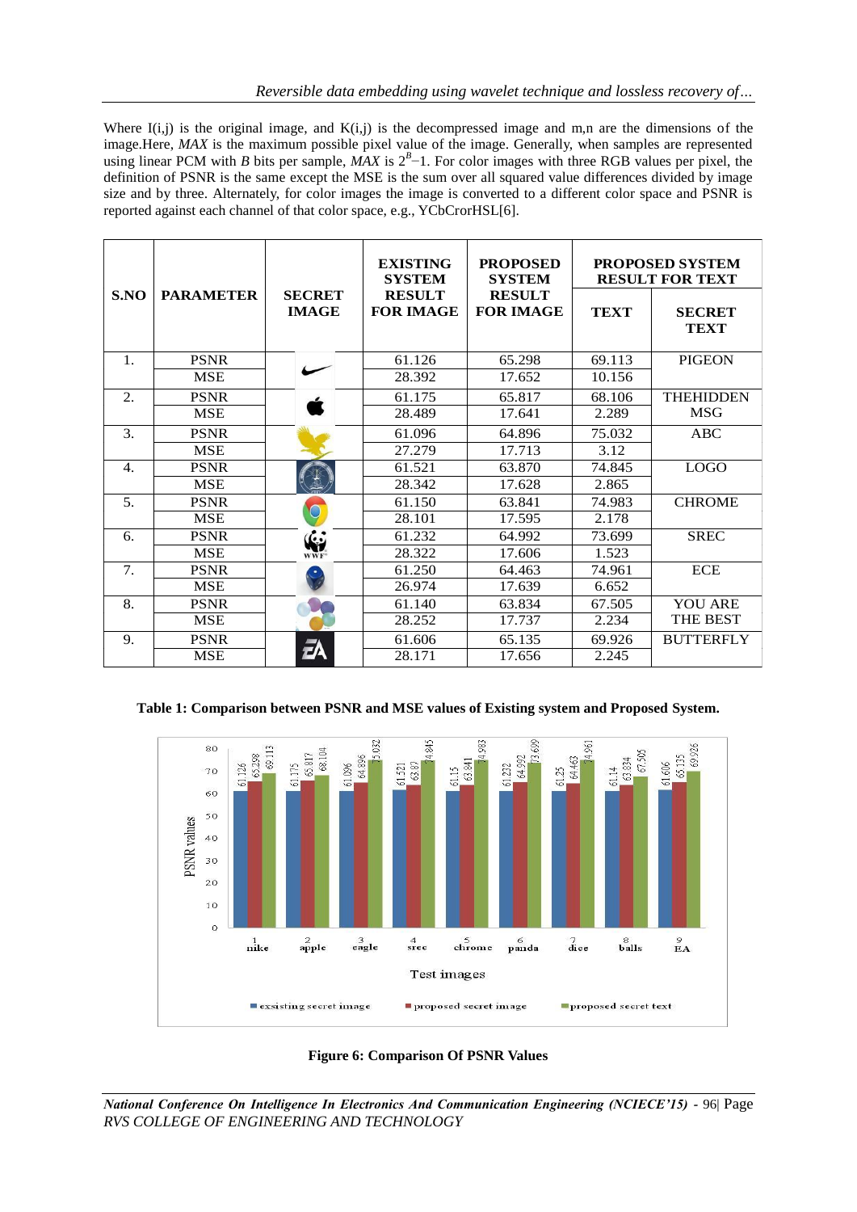Where I(i,j) is the original image, and K(i,j) is the decompressed image and m,n are the dimensions of the image.Here, *MAX* is the maximum possible pixel value of the image. Generally, when samples are represented using linear PCM with *B* bits per sample, *MAX* is $2^B-1$. For color images with three RGB values per pixel, the definition of PSNR is the same except the MSE is the sum over all squared value differences divided by image size and by three. Alternately, for color images the image is converted to a different color space and PSNR is reported against each channel of that color space, e.g., YCbCrorHSL[6].

| S.NO | PARAMETER | SECRET IMAGE | EXISTING SYSTEM RESULT FOR IMAGE | PROPOSED SYSTEM RESULT FOR IMAGE | PROPOSED SYSTEM RESULT FOR TEXT | |
|---|---|---|---|---|---|---|
| | | | | | TEXT | SECRET TEXT |
| 1. | PSNR | | 61.126 | 65.298 | 69.113 | PIGEON |
| | MSE | | 28.392 | 17.652 | 10.156 | |
| 2. | PSNR | | 61.175 | 65.817 | 68.106 | THEHIDDEN MSG |
| | MSE | | 28.489 | 17.641 | 2.289 | |
| 3. | PSNR | | 61.096 | 64.896 | 75.032 | ABC |
| | MSE | | 27.279 | 17.713 | 3.12 | |
| 4. | PSNR | | 61.521 | 63.870 | 74.845 | LOGO |
| | MSE | | 28.342 | 17.628 | 2.865 | |
| 5. | PSNR | | 61.150 | 63.841 | 74.983 | CHROME |
| | MSE | | 28.101 | 17.595 | 2.178 | |
| 6. | PSNR | | 61.232 | 64.992 | 73.699 | SREC |
| | MSE | | 28.322 | 17.606 | 1.523 | |
| 7. | PSNR | | 61.250 | 64.463 | 74.961 | ECE |
| | MSE | | 26.974 | 17.639 | 6.652 | |
| 8. | PSNR | | 61.140 | 63.834 | 67.505 | YOU ARE THE BEST |
| | MSE | | 28.252 | 17.737 | 2.234 | |
| 9. | PSNR | | 61.606 | 65.135 | 69.926 | BUTTERFLY |
| | MSE | | 28.171 | 17.656 | 2.245 | |

**Table 1: Comparison between PSNR and MSE values of Existing system and Proposed System.**

**Figure 6: Comparison Of PSNR Values**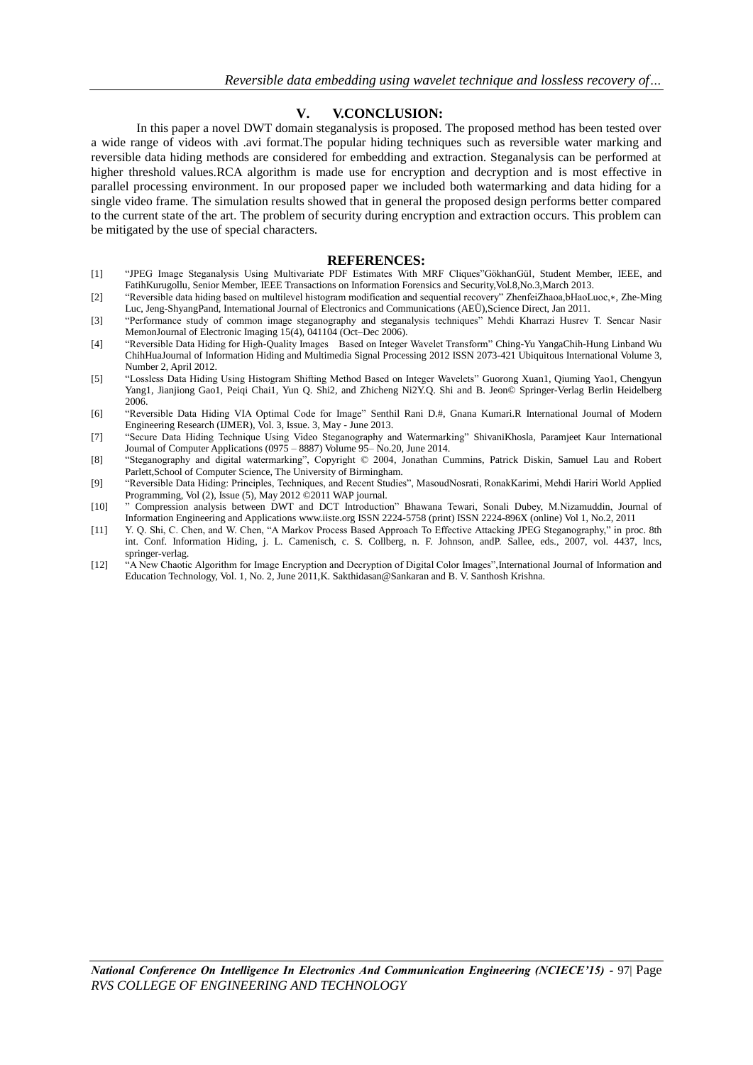## V. V.CONCLUSION:

In this paper a novel DWT domain steganalysis is proposed. The proposed method has been tested over a wide range of videos with .avi format.The popular hiding techniques such as reversible water marking and reversible data hiding methods are considered for embedding and extraction. Steganalysis can be performed at higher threshold values.RCA algorithm is made use for encryption and decryption and is most effective in parallel processing environment. In our proposed paper we included both watermarking and data hiding for a single video frame. The simulation results showed that in general the proposed design performs better compared to the current state of the art. The problem of security during encryption and extraction occurs. This problem can be mitigated by the use of special characters.

## REFERENCES:

[1] "JPEG Image Steganalysis Using Multivariate PDF Estimates With MRF Cliques"GökhanGül, Student Member, IEEE, and FatihKurugollu, Senior Member, IEEE Transactions on Information Forensics and Security,Vol.8,No.3,March 2013.

[2] "Reversible data hiding based on multilevel histogram modification and sequential recovery" ZhenfeiZhaoa,bHaoLuoc,∗, Zhe-Ming Luc, Jeng-ShyangPand, International Journal of Electronics and Communications (AEÜ),Science Direct, Jan 2011.

[3] "Performance study of common image steganography and steganalysis techniques" Mehdi Kharrazi Husrev T. Sencar Nasir MemonJournal of Electronic Imaging 15(4), 041104 (Oct–Dec 2006).

[4] "Reversible Data Hiding for High-Quality Images Based on Integer Wavelet Transform" Ching-Yu YangaChih-Hung Linband Wu ChihHuaJournal of Information Hiding and Multimedia Signal Processing 2012 ISSN 2073-421 Ubiquitous International Volume 3, Number 2, April 2012.

[5] "Lossless Data Hiding Using Histogram Shifting Method Based on Integer Wavelets" Guorong Xuan1, Qiuming Yao1, Chengyun Yang1, Jianjiong Gao1, Peiqi Chai1, Yun Q. Shi2, and Zhicheng Ni2Y.Q. Shi and B. Jeon© Springer-Verlag Berlin Heidelberg 2006.

[6] "Reversible Data Hiding VIA Optimal Code for Image" Senthil Rani D.#, Gnana Kumari.R International Journal of Modern Engineering Research (IJMER), Vol. 3, Issue. 3, May - June 2013.

[7] "Secure Data Hiding Technique Using Video Steganography and Watermarking" ShivaniKhosla, Paramjeet Kaur International Journal of Computer Applications (0975 – 8887) Volume 95– No.20, June 2014.

[8] "Steganography and digital watermarking", Copyright © 2004, Jonathan Cummins, Patrick Diskin, Samuel Lau and Robert Parlett,School of Computer Science, The University of Birmingham.

[9] "Reversible Data Hiding: Principles, Techniques, and Recent Studies", MasoudNosrati, RonakKarimi, Mehdi Hariri World Applied Programming, Vol (2), Issue (5), May 2012 ©2011 WAP journal.

[10] " Compression analysis between DWT and DCT Introduction" Bhawana Tewari, Sonali Dubey, M.Nizamuddin, Journal of Information Engineering and Applications www.iiste.org ISSN 2224-5758 (print) ISSN 2224-896X (online) Vol 1, No.2, 2011

[11] Y. Q. Shi, C. Chen, and W. Chen, "A Markov Process Based Approach To Effective Attacking JPEG Steganography," in proc. 8th int. Conf. Information Hiding, j. L. Camenisch, c. S. Collberg, n. F. Johnson, andP. Sallee, eds., 2007, vol. 4437, lncs, springer-verlag.

[12] "A New Chaotic Algorithm for Image Encryption and Decryption of Digital Color Images",International Journal of Information and Education Technology, Vol. 1, No. 2, June 2011,K. Sakthidasan@Sankaran and B. V. Santhosh Krishna.